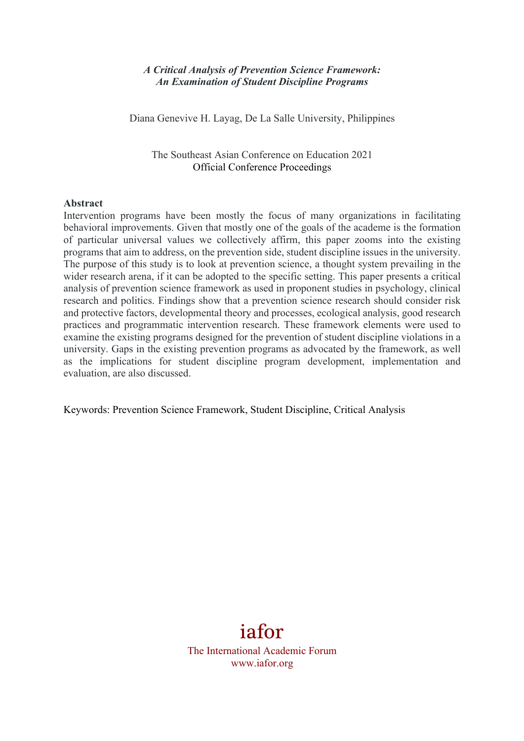***A Critical Analysis of Prevention Science Framework:***
***An Examination of Student Discipline Programs***

Diana Genevive H. Layag, De La Salle University, Philippines

The Southeast Asian Conference on Education 2021
Official Conference Proceedings

**Abstract**

Intervention programs have been mostly the focus of many organizations in facilitating behavioral improvements. Given that mostly one of the goals of the academe is the formation of particular universal values we collectively affirm, this paper zooms into the existing programs that aim to address, on the prevention side, student discipline issues in the university. The purpose of this study is to look at prevention science, a thought system prevailing in the wider research arena, if it can be adopted to the specific setting. This paper presents a critical analysis of prevention science framework as used in proponent studies in psychology, clinical research and politics. Findings show that a prevention science research should consider risk and protective factors, developmental theory and processes, ecological analysis, good research practices and programmatic intervention research. These framework elements were used to examine the existing programs designed for the prevention of student discipline violations in a university. Gaps in the existing prevention programs as advocated by the framework, as well as the implications for student discipline program development, implementation and evaluation, are also discussed.

Keywords: Prevention Science Framework, Student Discipline, Critical Analysis

iafor
The International Academic Forum
www.iafor.org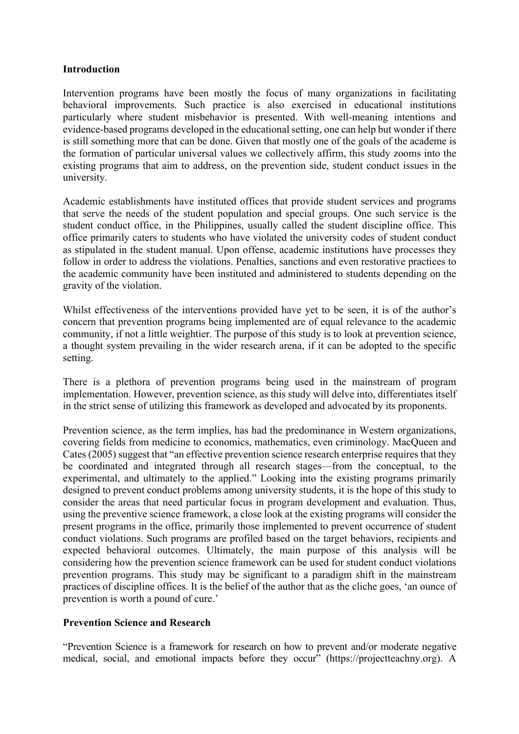**Introduction**

Intervention programs have been mostly the focus of many organizations in facilitating behavioral improvements. Such practice is also exercised in educational institutions particularly where student misbehavior is presented. With well-meaning intentions and evidence-based programs developed in the educational setting, one can help but wonder if there is still something more that can be done. Given that mostly one of the goals of the academe is the formation of particular universal values we collectively affirm, this study zooms into the existing programs that aim to address, on the prevention side, student conduct issues in the university.

Academic establishments have instituted offices that provide student services and programs that serve the needs of the student population and special groups. One such service is the student conduct office, in the Philippines, usually called the student discipline office. This office primarily caters to students who have violated the university codes of student conduct as stipulated in the student manual. Upon offense, academic institutions have processes they follow in order to address the violations. Penalties, sanctions and even restorative practices to the academic community have been instituted and administered to students depending on the gravity of the violation.

Whilst effectiveness of the interventions provided have yet to be seen, it is of the author's concern that prevention programs being implemented are of equal relevance to the academic community, if not a little weightier. The purpose of this study is to look at prevention science, a thought system prevailing in the wider research arena, if it can be adopted to the specific setting.

There is a plethora of prevention programs being used in the mainstream of program implementation. However, prevention science, as this study will delve into, differentiates itself in the strict sense of utilizing this framework as developed and advocated by its proponents.

Prevention science, as the term implies, has had the predominance in Western organizations, covering fields from medicine to economics, mathematics, even criminology. MacQueen and Cates (2005) suggest that "an effective prevention science research enterprise requires that they be coordinated and integrated through all research stages—from the conceptual, to the experimental, and ultimately to the applied." Looking into the existing programs primarily designed to prevent conduct problems among university students, it is the hope of this study to consider the areas that need particular focus in program development and evaluation. Thus, using the preventive science framework, a close look at the existing programs will consider the present programs in the office, primarily those implemented to prevent occurrence of student conduct violations. Such programs are profiled based on the target behaviors, recipients and expected behavioral outcomes. Ultimately, the main purpose of this analysis will be considering how the prevention science framework can be used for student conduct violations prevention programs. This study may be significant to a paradigm shift in the mainstream practices of discipline offices. It is the belief of the author that as the cliche goes, 'an ounce of prevention is worth a pound of cure.'

**Prevention Science and Research**

"Prevention Science is a framework for research on how to prevent and/or moderate negative medical, social, and emotional impacts before they occur" (https://projectteachny.org). A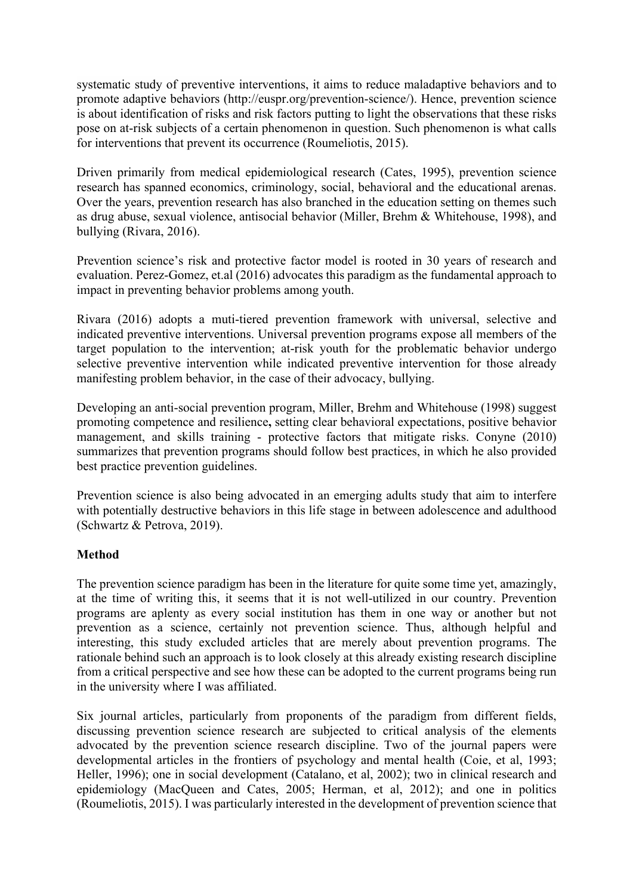systematic study of preventive interventions, it aims to reduce maladaptive behaviors and to promote adaptive behaviors (http://euspr.org/prevention-science/). Hence, prevention science is about identification of risks and risk factors putting to light the observations that these risks pose on at-risk subjects of a certain phenomenon in question. Such phenomenon is what calls for interventions that prevent its occurrence (Roumeliotis, 2015).

Driven primarily from medical epidemiological research (Cates, 1995), prevention science research has spanned economics, criminology, social, behavioral and the educational arenas. Over the years, prevention research has also branched in the education setting on themes such as drug abuse, sexual violence, antisocial behavior (Miller, Brehm & Whitehouse, 1998), and bullying (Rivara, 2016).

Prevention science's risk and protective factor model is rooted in 30 years of research and evaluation. Perez-Gomez, et.al (2016) advocates this paradigm as the fundamental approach to impact in preventing behavior problems among youth.

Rivara (2016) adopts a muti-tiered prevention framework with universal, selective and indicated preventive interventions. Universal prevention programs expose all members of the target population to the intervention; at-risk youth for the problematic behavior undergo selective preventive intervention while indicated preventive intervention for those already manifesting problem behavior, in the case of their advocacy, bullying.

Developing an anti-social prevention program, Miller, Brehm and Whitehouse (1998) suggest promoting competence and resilience**,** setting clear behavioral expectations, positive behavior management, and skills training - protective factors that mitigate risks. Conyne (2010) summarizes that prevention programs should follow best practices, in which he also provided best practice prevention guidelines.

Prevention science is also being advocated in an emerging adults study that aim to interfere with potentially destructive behaviors in this life stage in between adolescence and adulthood (Schwartz & Petrova, 2019).

**Method**

The prevention science paradigm has been in the literature for quite some time yet, amazingly, at the time of writing this, it seems that it is not well-utilized in our country. Prevention programs are aplenty as every social institution has them in one way or another but not prevention as a science, certainly not prevention science. Thus, although helpful and interesting, this study excluded articles that are merely about prevention programs. The rationale behind such an approach is to look closely at this already existing research discipline from a critical perspective and see how these can be adopted to the current programs being run in the university where I was affiliated.

Six journal articles, particularly from proponents of the paradigm from different fields, discussing prevention science research are subjected to critical analysis of the elements advocated by the prevention science research discipline. Two of the journal papers were developmental articles in the frontiers of psychology and mental health (Coie, et al, 1993; Heller, 1996); one in social development (Catalano, et al, 2002); two in clinical research and epidemiology (MacQueen and Cates, 2005; Herman, et al, 2012); and one in politics (Roumeliotis, 2015). I was particularly interested in the development of prevention science that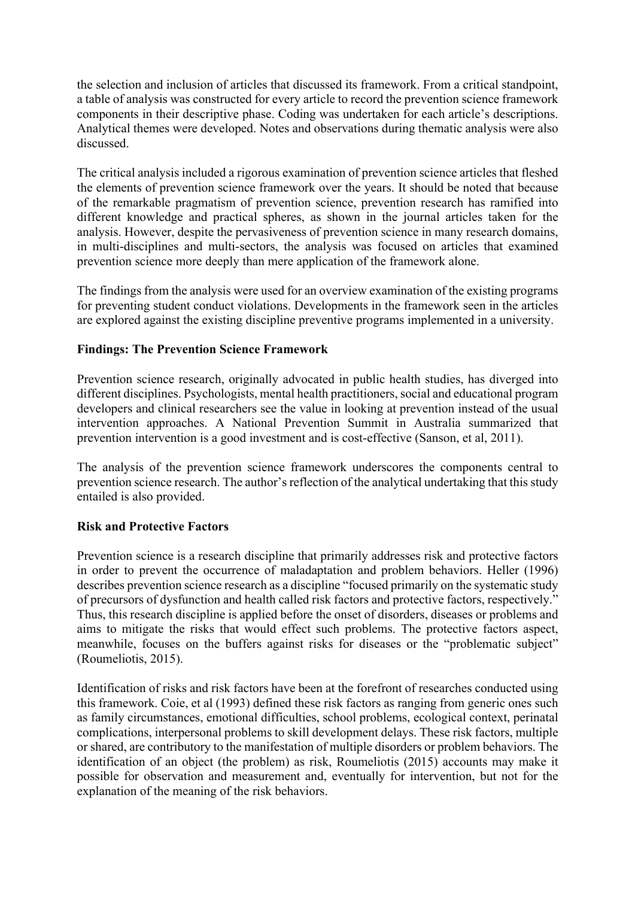the selection and inclusion of articles that discussed its framework. From a critical standpoint, a table of analysis was constructed for every article to record the prevention science framework components in their descriptive phase. Coding was undertaken for each article's descriptions. Analytical themes were developed. Notes and observations during thematic analysis were also discussed.

The critical analysis included a rigorous examination of prevention science articles that fleshed the elements of prevention science framework over the years. It should be noted that because of the remarkable pragmatism of prevention science, prevention research has ramified into different knowledge and practical spheres, as shown in the journal articles taken for the analysis. However, despite the pervasiveness of prevention science in many research domains, in multi-disciplines and multi-sectors, the analysis was focused on articles that examined prevention science more deeply than mere application of the framework alone.

The findings from the analysis were used for an overview examination of the existing programs for preventing student conduct violations. Developments in the framework seen in the articles are explored against the existing discipline preventive programs implemented in a university.

## Findings: The Prevention Science Framework

Prevention science research, originally advocated in public health studies, has diverged into different disciplines. Psychologists, mental health practitioners, social and educational program developers and clinical researchers see the value in looking at prevention instead of the usual intervention approaches. A National Prevention Summit in Australia summarized that prevention intervention is a good investment and is cost-effective (Sanson, et al, 2011).

The analysis of the prevention science framework underscores the components central to prevention science research. The author's reflection of the analytical undertaking that this study entailed is also provided.

## Risk and Protective Factors

Prevention science is a research discipline that primarily addresses risk and protective factors in order to prevent the occurrence of maladaptation and problem behaviors. Heller (1996) describes prevention science research as a discipline "focused primarily on the systematic study of precursors of dysfunction and health called risk factors and protective factors, respectively." Thus, this research discipline is applied before the onset of disorders, diseases or problems and aims to mitigate the risks that would effect such problems. The protective factors aspect, meanwhile, focuses on the buffers against risks for diseases or the "problematic subject" (Roumeliotis, 2015).

Identification of risks and risk factors have been at the forefront of researches conducted using this framework. Coie, et al (1993) defined these risk factors as ranging from generic ones such as family circumstances, emotional difficulties, school problems, ecological context, perinatal complications, interpersonal problems to skill development delays. These risk factors, multiple or shared, are contributory to the manifestation of multiple disorders or problem behaviors. The identification of an object (the problem) as risk, Roumeliotis (2015) accounts may make it possible for observation and measurement and, eventually for intervention, but not for the explanation of the meaning of the risk behaviors.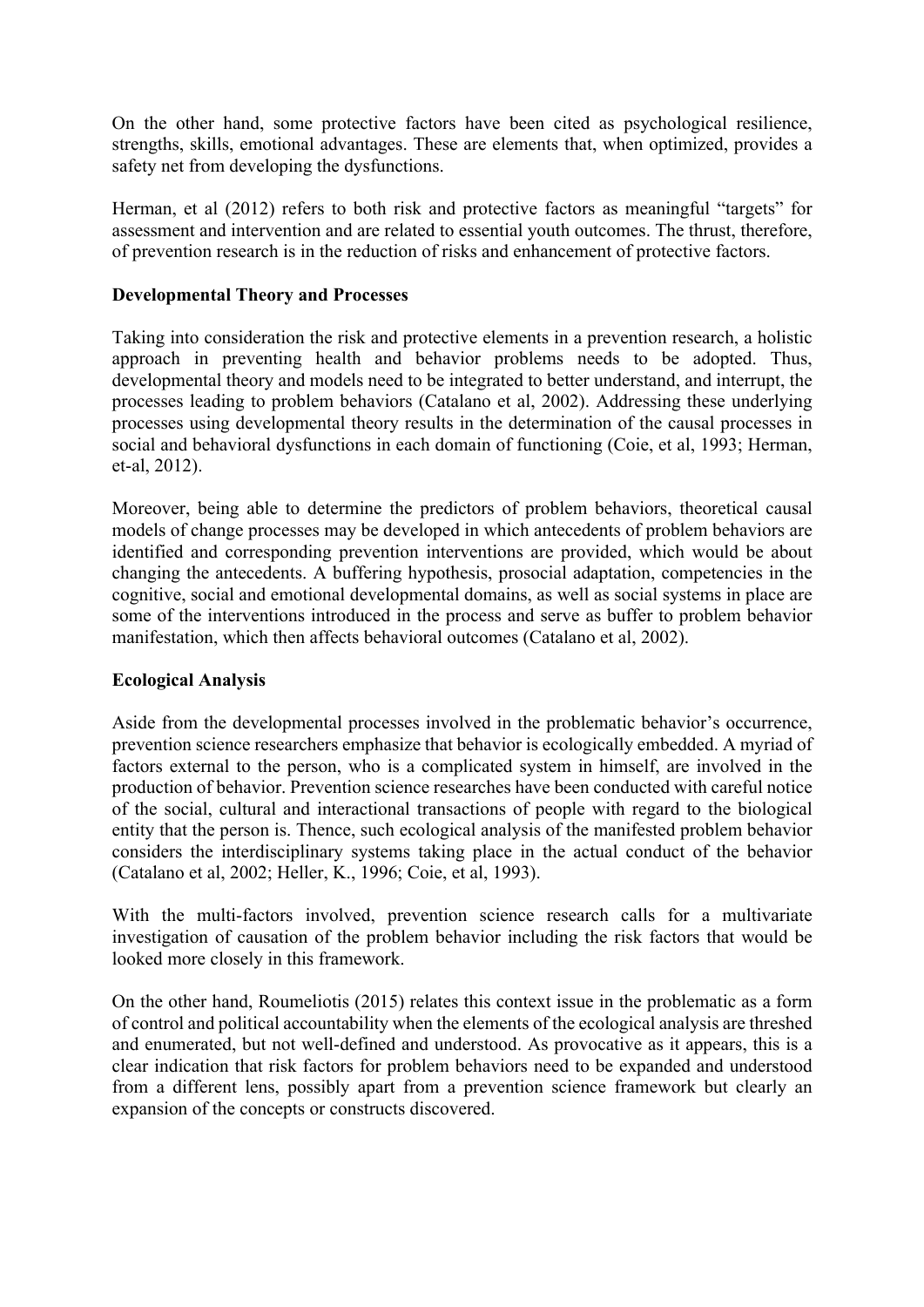On the other hand, some protective factors have been cited as psychological resilience, strengths, skills, emotional advantages. These are elements that, when optimized, provides a safety net from developing the dysfunctions.

Herman, et al (2012) refers to both risk and protective factors as meaningful "targets" for assessment and intervention and are related to essential youth outcomes. The thrust, therefore, of prevention research is in the reduction of risks and enhancement of protective factors.

**Developmental Theory and Processes**

Taking into consideration the risk and protective elements in a prevention research, a holistic approach in preventing health and behavior problems needs to be adopted. Thus, developmental theory and models need to be integrated to better understand, and interrupt, the processes leading to problem behaviors (Catalano et al, 2002). Addressing these underlying processes using developmental theory results in the determination of the causal processes in social and behavioral dysfunctions in each domain of functioning (Coie, et al, 1993; Herman, et-al, 2012).

Moreover, being able to determine the predictors of problem behaviors, theoretical causal models of change processes may be developed in which antecedents of problem behaviors are identified and corresponding prevention interventions are provided, which would be about changing the antecedents. A buffering hypothesis, prosocial adaptation, competencies in the cognitive, social and emotional developmental domains, as well as social systems in place are some of the interventions introduced in the process and serve as buffer to problem behavior manifestation, which then affects behavioral outcomes (Catalano et al, 2002).

**Ecological Analysis**

Aside from the developmental processes involved in the problematic behavior's occurrence, prevention science researchers emphasize that behavior is ecologically embedded. A myriad of factors external to the person, who is a complicated system in himself, are involved in the production of behavior. Prevention science researches have been conducted with careful notice of the social, cultural and interactional transactions of people with regard to the biological entity that the person is. Thence, such ecological analysis of the manifested problem behavior considers the interdisciplinary systems taking place in the actual conduct of the behavior (Catalano et al, 2002; Heller, K., 1996; Coie, et al, 1993).

With the multi-factors involved, prevention science research calls for a multivariate investigation of causation of the problem behavior including the risk factors that would be looked more closely in this framework.

On the other hand, Roumeliotis (2015) relates this context issue in the problematic as a form of control and political accountability when the elements of the ecological analysis are threshed and enumerated, but not well-defined and understood. As provocative as it appears, this is a clear indication that risk factors for problem behaviors need to be expanded and understood from a different lens, possibly apart from a prevention science framework but clearly an expansion of the concepts or constructs discovered.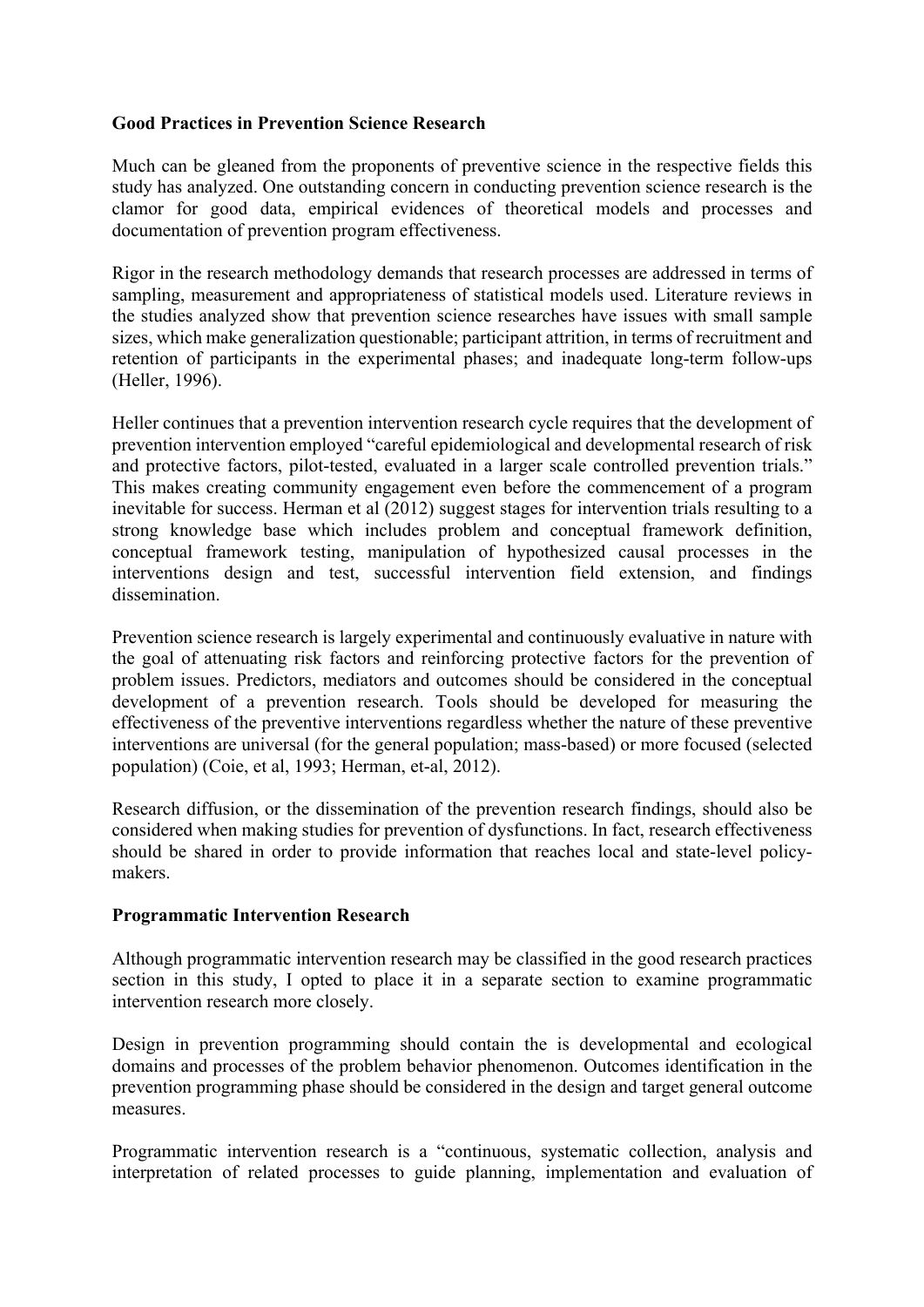**Good Practices in Prevention Science Research**

Much can be gleaned from the proponents of preventive science in the respective fields this study has analyzed. One outstanding concern in conducting prevention science research is the clamor for good data, empirical evidences of theoretical models and processes and documentation of prevention program effectiveness.

Rigor in the research methodology demands that research processes are addressed in terms of sampling, measurement and appropriateness of statistical models used. Literature reviews in the studies analyzed show that prevention science researches have issues with small sample sizes, which make generalization questionable; participant attrition, in terms of recruitment and retention of participants in the experimental phases; and inadequate long-term follow-ups (Heller, 1996).

Heller continues that a prevention intervention research cycle requires that the development of prevention intervention employed "careful epidemiological and developmental research of risk and protective factors, pilot-tested, evaluated in a larger scale controlled prevention trials." This makes creating community engagement even before the commencement of a program inevitable for success. Herman et al (2012) suggest stages for intervention trials resulting to a strong knowledge base which includes problem and conceptual framework definition, conceptual framework testing, manipulation of hypothesized causal processes in the interventions design and test, successful intervention field extension, and findings dissemination.

Prevention science research is largely experimental and continuously evaluative in nature with the goal of attenuating risk factors and reinforcing protective factors for the prevention of problem issues. Predictors, mediators and outcomes should be considered in the conceptual development of a prevention research. Tools should be developed for measuring the effectiveness of the preventive interventions regardless whether the nature of these preventive interventions are universal (for the general population; mass-based) or more focused (selected population) (Coie, et al, 1993; Herman, et-al, 2012).

Research diffusion, or the dissemination of the prevention research findings, should also be considered when making studies for prevention of dysfunctions. In fact, research effectiveness should be shared in order to provide information that reaches local and state-level policy-makers.

**Programmatic Intervention Research**

Although programmatic intervention research may be classified in the good research practices section in this study, I opted to place it in a separate section to examine programmatic intervention research more closely.

Design in prevention programming should contain the is developmental and ecological domains and processes of the problem behavior phenomenon. Outcomes identification in the prevention programming phase should be considered in the design and target general outcome measures.

Programmatic intervention research is a "continuous, systematic collection, analysis and interpretation of related processes to guide planning, implementation and evaluation of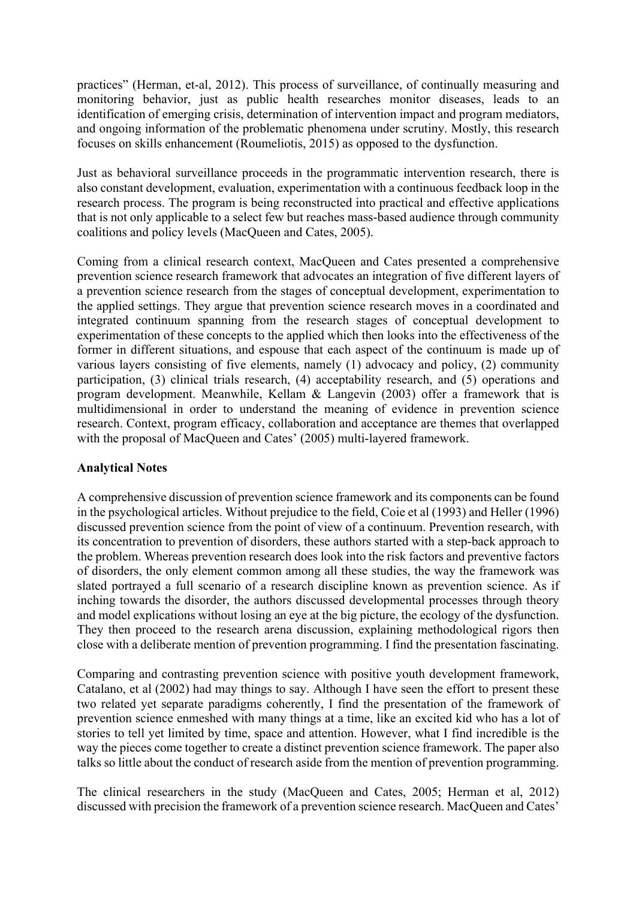practices" (Herman, et-al, 2012). This process of surveillance, of continually measuring and monitoring behavior, just as public health researches monitor diseases, leads to an identification of emerging crisis, determination of intervention impact and program mediators, and ongoing information of the problematic phenomena under scrutiny. Mostly, this research focuses on skills enhancement (Roumeliotis, 2015) as opposed to the dysfunction.

Just as behavioral surveillance proceeds in the programmatic intervention research, there is also constant development, evaluation, experimentation with a continuous feedback loop in the research process. The program is being reconstructed into practical and effective applications that is not only applicable to a select few but reaches mass-based audience through community coalitions and policy levels (MacQueen and Cates, 2005).

Coming from a clinical research context, MacQueen and Cates presented a comprehensive prevention science research framework that advocates an integration of five different layers of a prevention science research from the stages of conceptual development, experimentation to the applied settings. They argue that prevention science research moves in a coordinated and integrated continuum spanning from the research stages of conceptual development to experimentation of these concepts to the applied which then looks into the effectiveness of the former in different situations, and espouse that each aspect of the continuum is made up of various layers consisting of five elements, namely (1) advocacy and policy, (2) community participation, (3) clinical trials research, (4) acceptability research, and (5) operations and program development. Meanwhile, Kellam & Langevin (2003) offer a framework that is multidimensional in order to understand the meaning of evidence in prevention science research. Context, program efficacy, collaboration and acceptance are themes that overlapped with the proposal of MacQueen and Cates' (2005) multi-layered framework.

**Analytical Notes**

A comprehensive discussion of prevention science framework and its components can be found in the psychological articles. Without prejudice to the field, Coie et al (1993) and Heller (1996) discussed prevention science from the point of view of a continuum. Prevention research, with its concentration to prevention of disorders, these authors started with a step-back approach to the problem. Whereas prevention research does look into the risk factors and preventive factors of disorders, the only element common among all these studies, the way the framework was slated portrayed a full scenario of a research discipline known as prevention science. As if inching towards the disorder, the authors discussed developmental processes through theory and model explications without losing an eye at the big picture, the ecology of the dysfunction. They then proceed to the research arena discussion, explaining methodological rigors then close with a deliberate mention of prevention programming. I find the presentation fascinating.

Comparing and contrasting prevention science with positive youth development framework, Catalano, et al (2002) had may things to say. Although I have seen the effort to present these two related yet separate paradigms coherently, I find the presentation of the framework of prevention science enmeshed with many things at a time, like an excited kid who has a lot of stories to tell yet limited by time, space and attention. However, what I find incredible is the way the pieces come together to create a distinct prevention science framework. The paper also talks so little about the conduct of research aside from the mention of prevention programming.

The clinical researchers in the study (MacQueen and Cates, 2005; Herman et al, 2012) discussed with precision the framework of a prevention science research. MacQueen and Cates'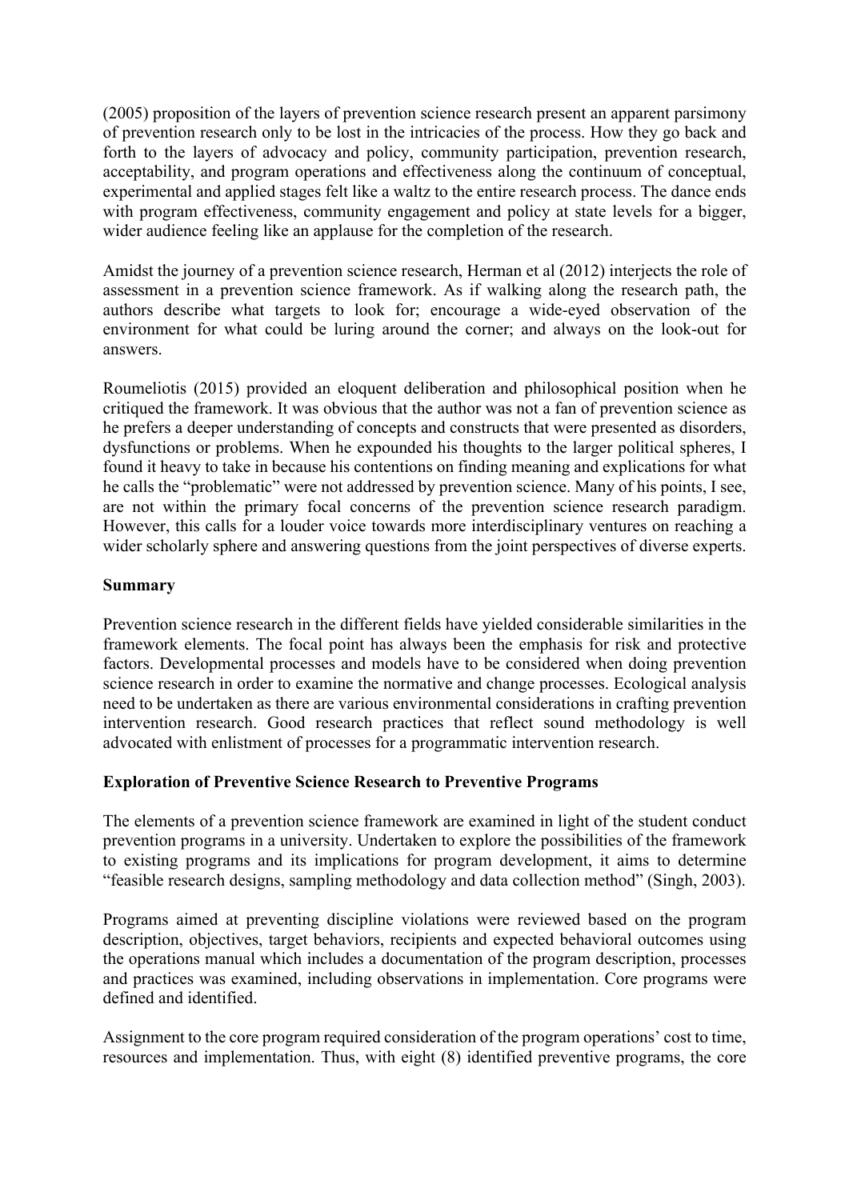(2005) proposition of the layers of prevention science research present an apparent parsimony of prevention research only to be lost in the intricacies of the process. How they go back and forth to the layers of advocacy and policy, community participation, prevention research, acceptability, and program operations and effectiveness along the continuum of conceptual, experimental and applied stages felt like a waltz to the entire research process. The dance ends with program effectiveness, community engagement and policy at state levels for a bigger, wider audience feeling like an applause for the completion of the research.

Amidst the journey of a prevention science research, Herman et al (2012) interjects the role of assessment in a prevention science framework. As if walking along the research path, the authors describe what targets to look for; encourage a wide-eyed observation of the environment for what could be luring around the corner; and always on the look-out for answers.

Roumeliotis (2015) provided an eloquent deliberation and philosophical position when he critiqued the framework. It was obvious that the author was not a fan of prevention science as he prefers a deeper understanding of concepts and constructs that were presented as disorders, dysfunctions or problems. When he expounded his thoughts to the larger political spheres, I found it heavy to take in because his contentions on finding meaning and explications for what he calls the "problematic" were not addressed by prevention science. Many of his points, I see, are not within the primary focal concerns of the prevention science research paradigm. However, this calls for a louder voice towards more interdisciplinary ventures on reaching a wider scholarly sphere and answering questions from the joint perspectives of diverse experts.

**Summary**

Prevention science research in the different fields have yielded considerable similarities in the framework elements. The focal point has always been the emphasis for risk and protective factors. Developmental processes and models have to be considered when doing prevention science research in order to examine the normative and change processes. Ecological analysis need to be undertaken as there are various environmental considerations in crafting prevention intervention research. Good research practices that reflect sound methodology is well advocated with enlistment of processes for a programmatic intervention research.

**Exploration of Preventive Science Research to Preventive Programs**

The elements of a prevention science framework are examined in light of the student conduct prevention programs in a university. Undertaken to explore the possibilities of the framework to existing programs and its implications for program development, it aims to determine "feasible research designs, sampling methodology and data collection method" (Singh, 2003).

Programs aimed at preventing discipline violations were reviewed based on the program description, objectives, target behaviors, recipients and expected behavioral outcomes using the operations manual which includes a documentation of the program description, processes and practices was examined, including observations in implementation. Core programs were defined and identified.

Assignment to the core program required consideration of the program operations' cost to time, resources and implementation. Thus, with eight (8) identified preventive programs, the core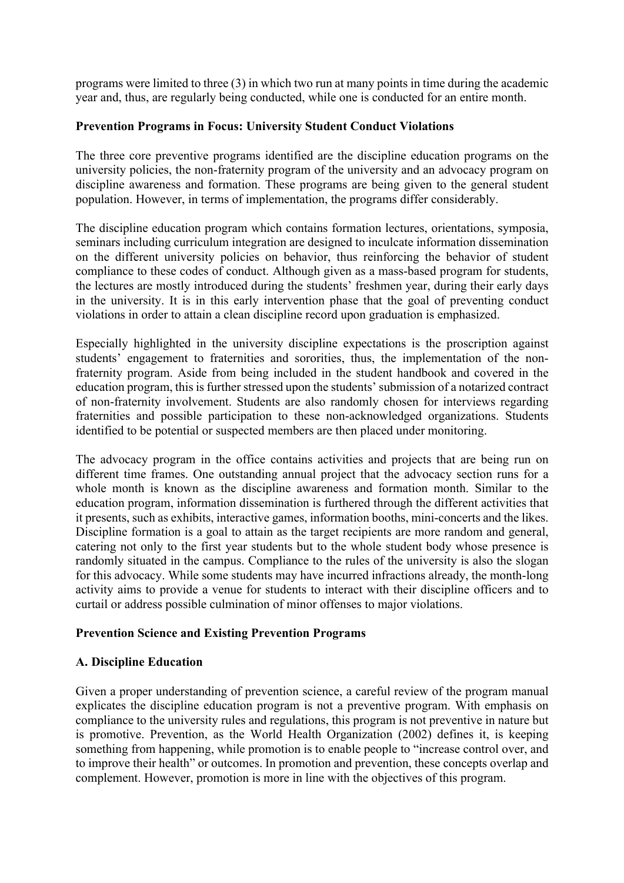programs were limited to three (3) in which two run at many points in time during the academic year and, thus, are regularly being conducted, while one is conducted for an entire month.

**Prevention Programs in Focus: University Student Conduct Violations**

The three core preventive programs identified are the discipline education programs on the university policies, the non-fraternity program of the university and an advocacy program on discipline awareness and formation. These programs are being given to the general student population. However, in terms of implementation, the programs differ considerably.

The discipline education program which contains formation lectures, orientations, symposia, seminars including curriculum integration are designed to inculcate information dissemination on the different university policies on behavior, thus reinforcing the behavior of student compliance to these codes of conduct. Although given as a mass-based program for students, the lectures are mostly introduced during the students' freshmen year, during their early days in the university. It is in this early intervention phase that the goal of preventing conduct violations in order to attain a clean discipline record upon graduation is emphasized.

Especially highlighted in the university discipline expectations is the proscription against students' engagement to fraternities and sororities, thus, the implementation of the non-fraternity program. Aside from being included in the student handbook and covered in the education program, this is further stressed upon the students' submission of a notarized contract of non-fraternity involvement. Students are also randomly chosen for interviews regarding fraternities and possible participation to these non-acknowledged organizations. Students identified to be potential or suspected members are then placed under monitoring.

The advocacy program in the office contains activities and projects that are being run on different time frames. One outstanding annual project that the advocacy section runs for a whole month is known as the discipline awareness and formation month. Similar to the education program, information dissemination is furthered through the different activities that it presents, such as exhibits, interactive games, information booths, mini-concerts and the likes. Discipline formation is a goal to attain as the target recipients are more random and general, catering not only to the first year students but to the whole student body whose presence is randomly situated in the campus. Compliance to the rules of the university is also the slogan for this advocacy. While some students may have incurred infractions already, the month-long activity aims to provide a venue for students to interact with their discipline officers and to curtail or address possible culmination of minor offenses to major violations.

**Prevention Science and Existing Prevention Programs**

**A. Discipline Education**

Given a proper understanding of prevention science, a careful review of the program manual explicates the discipline education program is not a preventive program. With emphasis on compliance to the university rules and regulations, this program is not preventive in nature but is promotive. Prevention, as the World Health Organization (2002) defines it, is keeping something from happening, while promotion is to enable people to "increase control over, and to improve their health" or outcomes. In promotion and prevention, these concepts overlap and complement. However, promotion is more in line with the objectives of this program.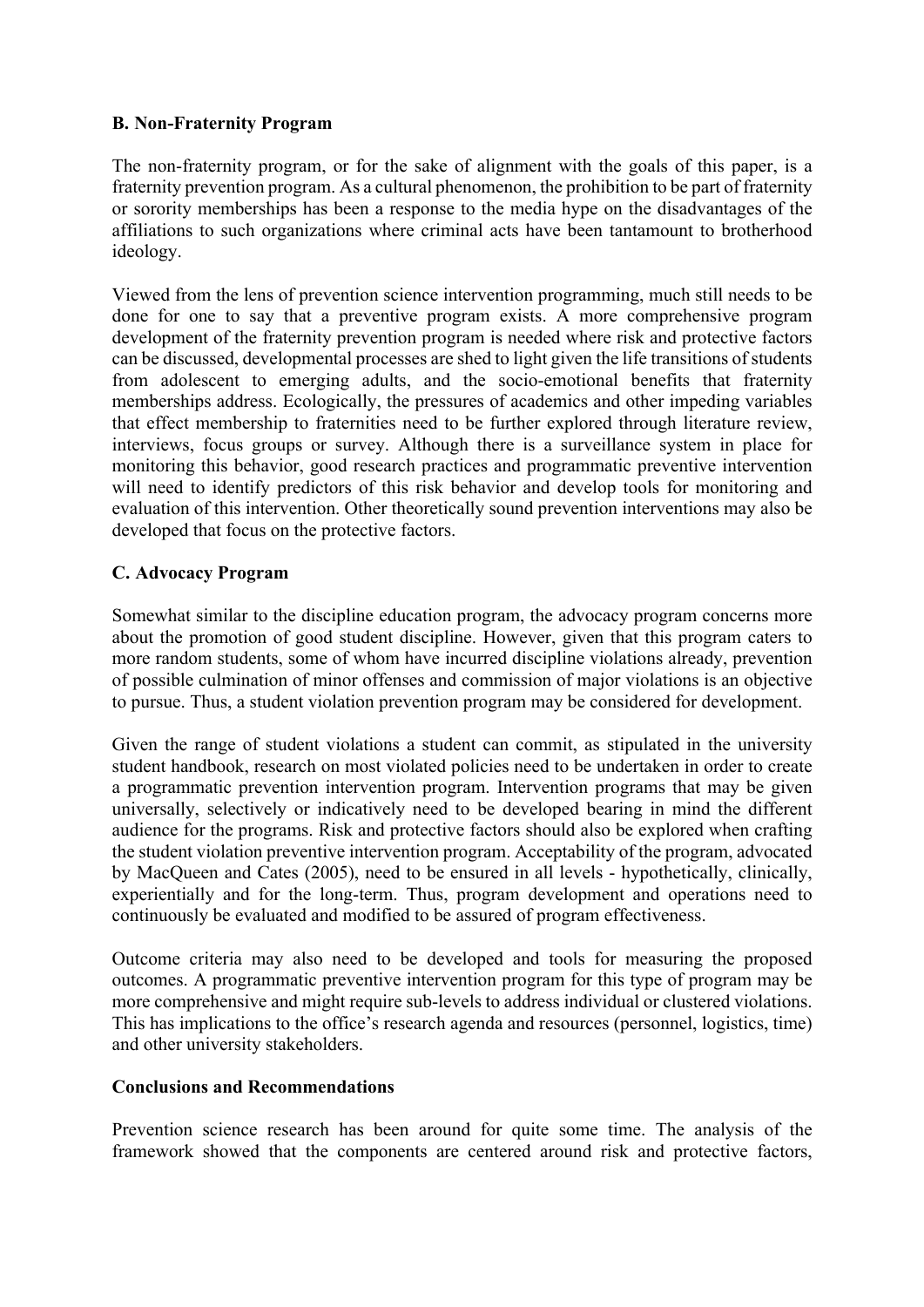### B. Non-Fraternity Program

The non-fraternity program, or for the sake of alignment with the goals of this paper, is a fraternity prevention program. As a cultural phenomenon, the prohibition to be part of fraternity or sorority memberships has been a response to the media hype on the disadvantages of the affiliations to such organizations where criminal acts have been tantamount to brotherhood ideology.

Viewed from the lens of prevention science intervention programming, much still needs to be done for one to say that a preventive program exists. A more comprehensive program development of the fraternity prevention program is needed where risk and protective factors can be discussed, developmental processes are shed to light given the life transitions of students from adolescent to emerging adults, and the socio-emotional benefits that fraternity memberships address. Ecologically, the pressures of academics and other impeding variables that effect membership to fraternities need to be further explored through literature review, interviews, focus groups or survey. Although there is a surveillance system in place for monitoring this behavior, good research practices and programmatic preventive intervention will need to identify predictors of this risk behavior and develop tools for monitoring and evaluation of this intervention. Other theoretically sound prevention interventions may also be developed that focus on the protective factors.

### C. Advocacy Program

Somewhat similar to the discipline education program, the advocacy program concerns more about the promotion of good student discipline. However, given that this program caters to more random students, some of whom have incurred discipline violations already, prevention of possible culmination of minor offenses and commission of major violations is an objective to pursue. Thus, a student violation prevention program may be considered for development.

Given the range of student violations a student can commit, as stipulated in the university student handbook, research on most violated policies need to be undertaken in order to create a programmatic prevention intervention program. Intervention programs that may be given universally, selectively or indicatively need to be developed bearing in mind the different audience for the programs. Risk and protective factors should also be explored when crafting the student violation preventive intervention program. Acceptability of the program, advocated by MacQueen and Cates (2005), need to be ensured in all levels - hypothetically, clinically, experientially and for the long-term. Thus, program development and operations need to continuously be evaluated and modified to be assured of program effectiveness.

Outcome criteria may also need to be developed and tools for measuring the proposed outcomes. A programmatic preventive intervention program for this type of program may be more comprehensive and might require sub-levels to address individual or clustered violations. This has implications to the office's research agenda and resources (personnel, logistics, time) and other university stakeholders.

## Conclusions and Recommendations

Prevention science research has been around for quite some time. The analysis of the framework showed that the components are centered around risk and protective factors,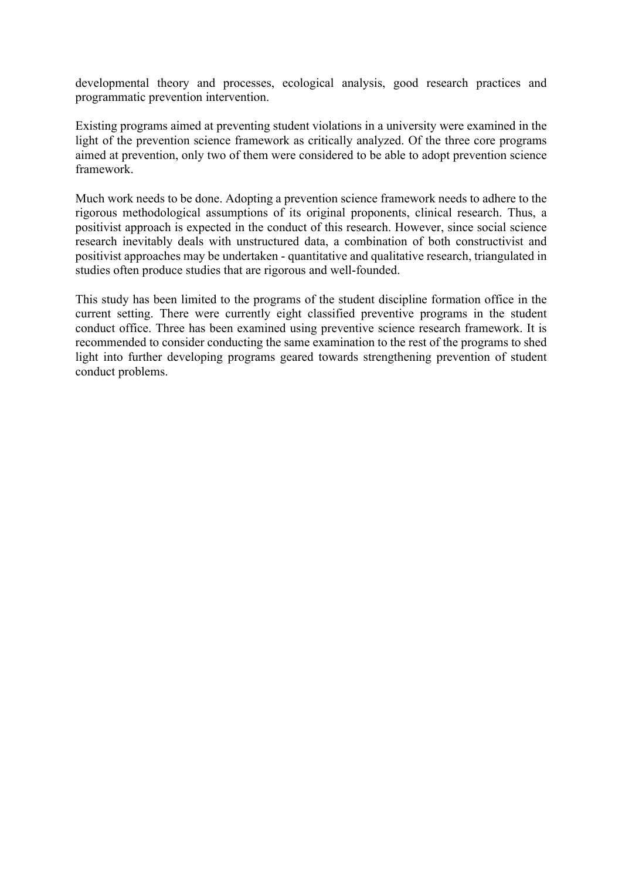developmental theory and processes, ecological analysis, good research practices and programmatic prevention intervention.

Existing programs aimed at preventing student violations in a university were examined in the light of the prevention science framework as critically analyzed. Of the three core programs aimed at prevention, only two of them were considered to be able to adopt prevention science framework.

Much work needs to be done. Adopting a prevention science framework needs to adhere to the rigorous methodological assumptions of its original proponents, clinical research. Thus, a positivist approach is expected in the conduct of this research. However, since social science research inevitably deals with unstructured data, a combination of both constructivist and positivist approaches may be undertaken - quantitative and qualitative research, triangulated in studies often produce studies that are rigorous and well-founded.

This study has been limited to the programs of the student discipline formation office in the current setting. There were currently eight classified preventive programs in the student conduct office. Three has been examined using preventive science research framework. It is recommended to consider conducting the same examination to the rest of the programs to shed light into further developing programs geared towards strengthening prevention of student conduct problems.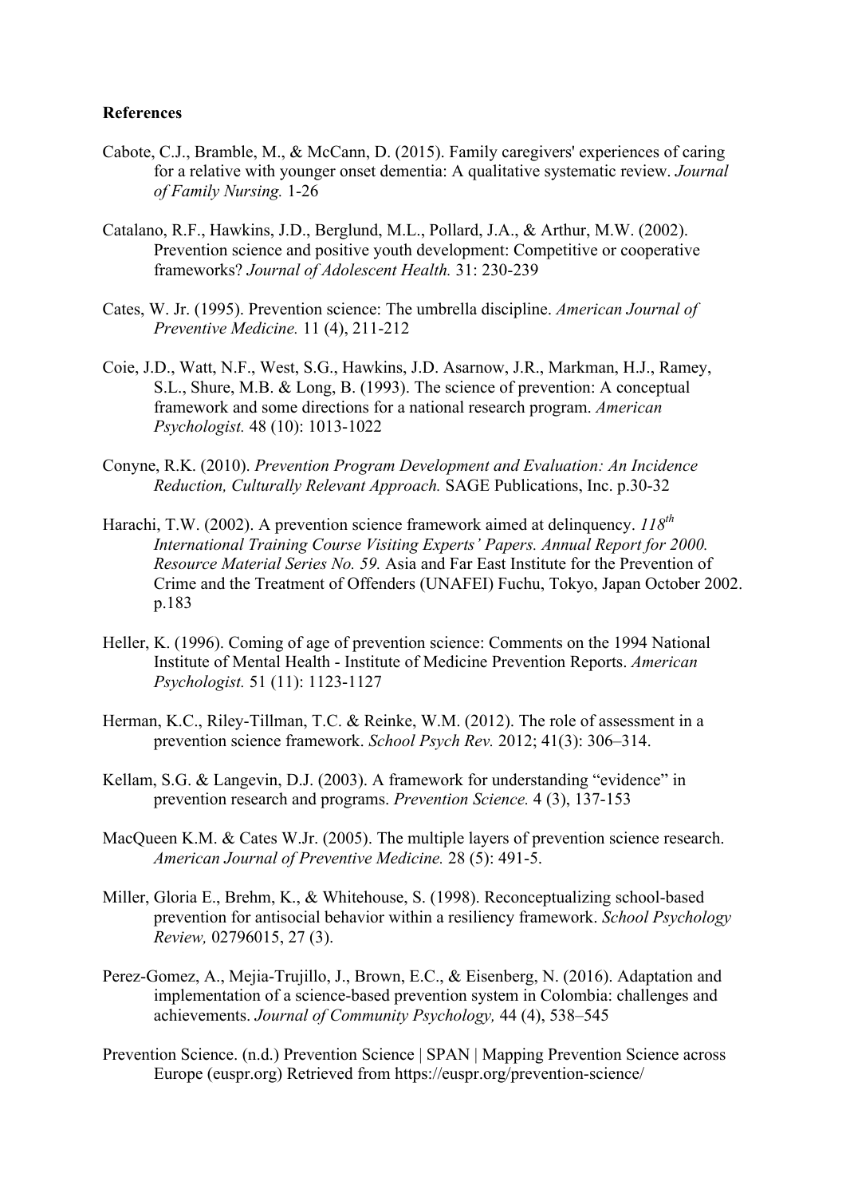**References**

Cabote, C.J., Bramble, M., & McCann, D. (2015). Family caregivers' experiences of caring for a relative with younger onset dementia: A qualitative systematic review. *Journal of Family Nursing.* 1-26

Catalano, R.F., Hawkins, J.D., Berglund, M.L., Pollard, J.A., & Arthur, M.W. (2002). Prevention science and positive youth development: Competitive or cooperative frameworks? *Journal of Adolescent Health.* 31: 230-239

Cates, W. Jr. (1995). Prevention science: The umbrella discipline. *American Journal of Preventive Medicine.* 11 (4), 211-212

Coie, J.D., Watt, N.F., West, S.G., Hawkins, J.D. Asarnow, J.R., Markman, H.J., Ramey, S.L., Shure, M.B. & Long, B. (1993). The science of prevention: A conceptual framework and some directions for a national research program. *American Psychologist.* 48 (10): 1013-1022

Conyne, R.K. (2010). *Prevention Program Development and Evaluation: An Incidence Reduction, Culturally Relevant Approach.* SAGE Publications, Inc. p.30-32

Harachi, T.W. (2002). A prevention science framework aimed at delinquency. *118th International Training Course Visiting Experts' Papers. Annual Report for 2000. Resource Material Series No. 59.* Asia and Far East Institute for the Prevention of Crime and the Treatment of Offenders (UNAFEI) Fuchu, Tokyo, Japan October 2002. p.183

Heller, K. (1996). Coming of age of prevention science: Comments on the 1994 National Institute of Mental Health - Institute of Medicine Prevention Reports. *American Psychologist.* 51 (11): 1123-1127

Herman, K.C., Riley-Tillman, T.C. & Reinke, W.M. (2012). The role of assessment in a prevention science framework. *School Psych Rev.* 2012; 41(3): 306–314.

Kellam, S.G. & Langevin, D.J. (2003). A framework for understanding "evidence" in prevention research and programs. *Prevention Science.* 4 (3), 137-153

MacQueen K.M. & Cates W.Jr. (2005). The multiple layers of prevention science research. *American Journal of Preventive Medicine.* 28 (5): 491-5.

Miller, Gloria E., Brehm, K., & Whitehouse, S. (1998). Reconceptualizing school-based prevention for antisocial behavior within a resiliency framework. *School Psychology Review,* 02796015, 27 (3).

Perez-Gomez, A., Mejia-Trujillo, J., Brown, E.C., & Eisenberg, N. (2016). Adaptation and implementation of a science-based prevention system in Colombia: challenges and achievements. *Journal of Community Psychology,* 44 (4), 538–545

Prevention Science. (n.d.) Prevention Science | SPAN | Mapping Prevention Science across Europe (euspr.org) Retrieved from https://euspr.org/prevention-science/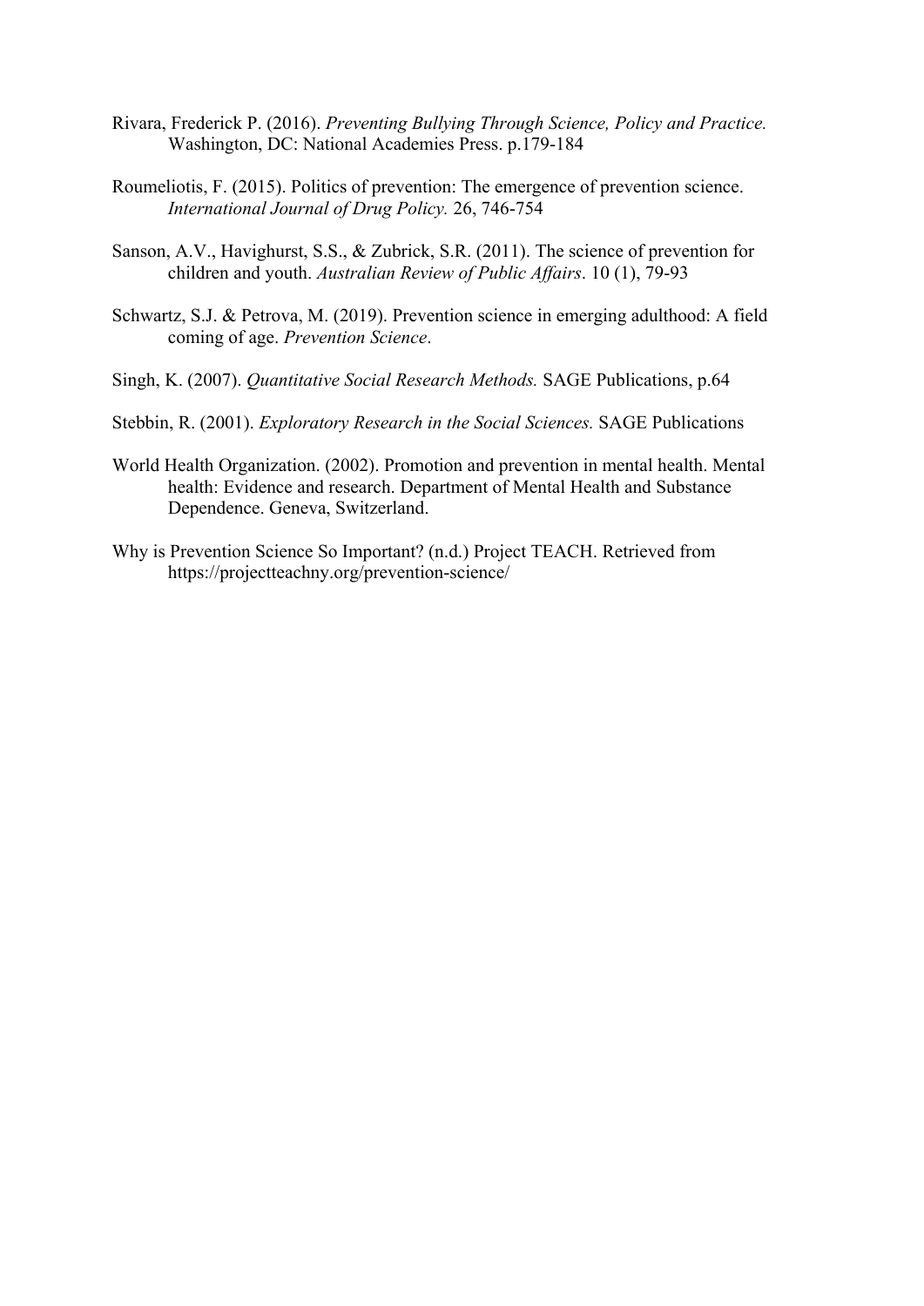Rivara, Frederick P. (2016). *Preventing Bullying Through Science, Policy and Practice.* Washington, DC: National Academies Press. p.179-184

Roumeliotis, F. (2015). Politics of prevention: The emergence of prevention science. *International Journal of Drug Policy.* 26, 746-754

Sanson, A.V., Havighurst, S.S., & Zubrick, S.R. (2011). The science of prevention for children and youth. *Australian Review of Public Affairs*. 10 (1), 79-93

Schwartz, S.J. & Petrova, M. (2019). Prevention science in emerging adulthood: A field coming of age. *Prevention Science*.

Singh, K. (2007). *Quantitative Social Research Methods.* SAGE Publications, p.64

Stebbin, R. (2001). *Exploratory Research in the Social Sciences.* SAGE Publications

World Health Organization. (2002). Promotion and prevention in mental health. Mental health: Evidence and research. Department of Mental Health and Substance Dependence. Geneva, Switzerland.

Why is Prevention Science So Important? (n.d.) Project TEACH. Retrieved from https://projectteachny.org/prevention-science/